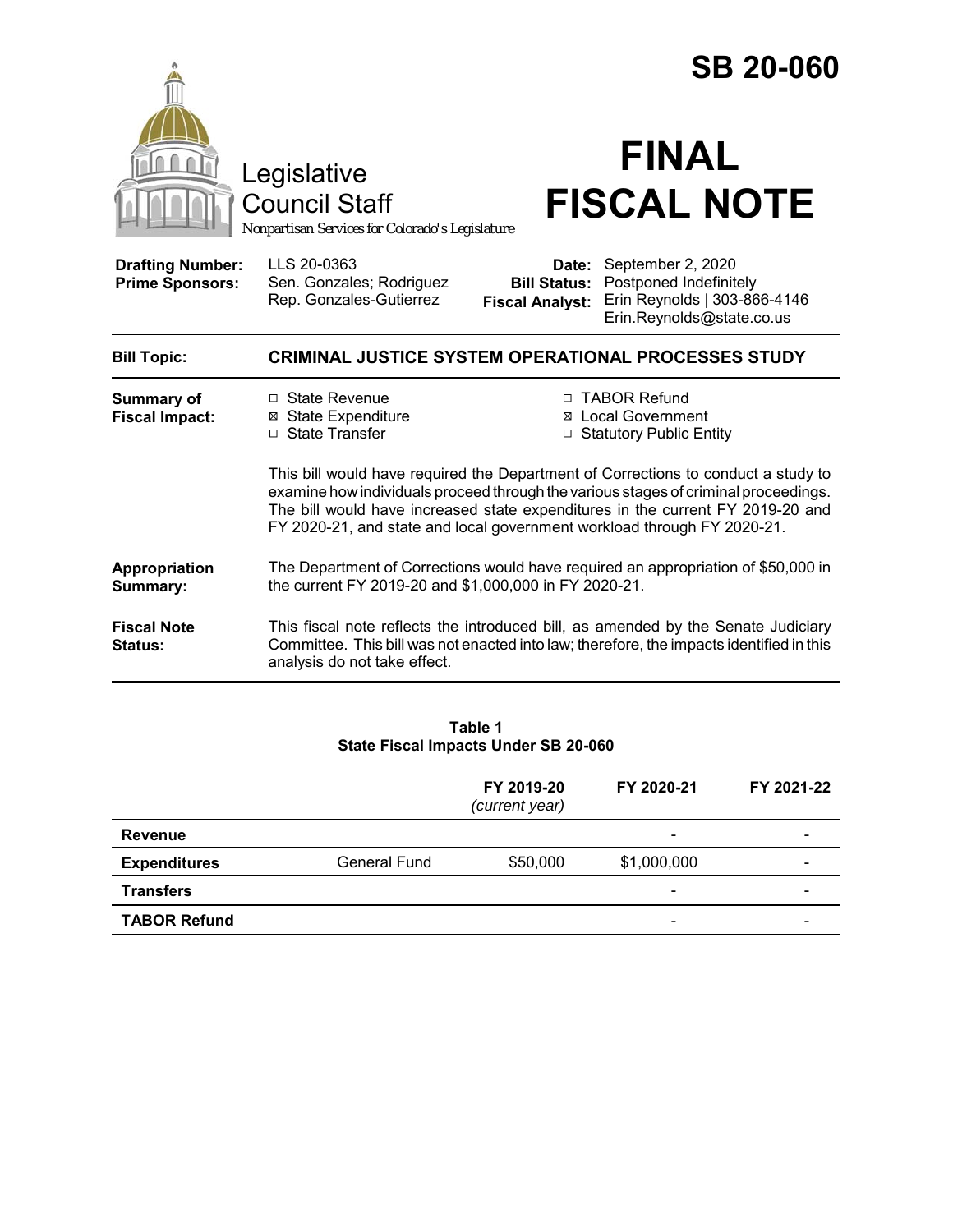# SB 20-060

Legislative Council Staff

*Nonpartisan Services for Colorado's Legislature*

# FINAL FISCAL NOTE

| | | | |
|---|---|---|---|
| **Drafting Number:** | LLS 20-0363 | **Date:** | September 2, 2020 |
| **Prime Sponsors:** | Sen. Gonzales; Rodriguez<br>Rep. Gonzales-Gutierrez | **Bill Status:** | Postponed Indefinitely |
| | | **Fiscal Analyst:** | Erin Reynolds \| 303-866-4146<br>Erin.Reynolds@state.co.us |

**Bill Topic:** **CRIMINAL JUSTICE SYSTEM OPERATIONAL PROCESSES STUDY**

**Summary of Fiscal Impact:**

- ☐ State Revenue
- ☒ State Expenditure
- ☐ State Transfer
- ☐ TABOR Refund
- ☒ Local Government
- ☐ Statutory Public Entity

This bill would have required the Department of Corrections to conduct a study to examine how individuals proceed through the various stages of criminal proceedings. The bill would have increased state expenditures in the current FY 2019-20 and FY 2020-21, and state and local government workload through FY 2020-21.

**Appropriation Summary:** The Department of Corrections would have required an appropriation of $50,000 in the current FY 2019-20 and $1,000,000 in FY 2020-21.

**Fiscal Note Status:** This fiscal note reflects the introduced bill, as amended by the Senate Judiciary Committee. This bill was not enacted into law; therefore, the impacts identified in this analysis do not take effect.

**Table 1**
**State Fiscal Impacts Under SB 20-060**

| | | FY 2019-20 *(current year)* | FY 2020-21 | FY 2021-22 |
|---|---|---|---|---|
| **Revenue** | | | - | - |
| **Expenditures** | General Fund | $50,000 | $1,000,000 | - |
| **Transfers** | | | - | - |
| **TABOR Refund** | | | - | - |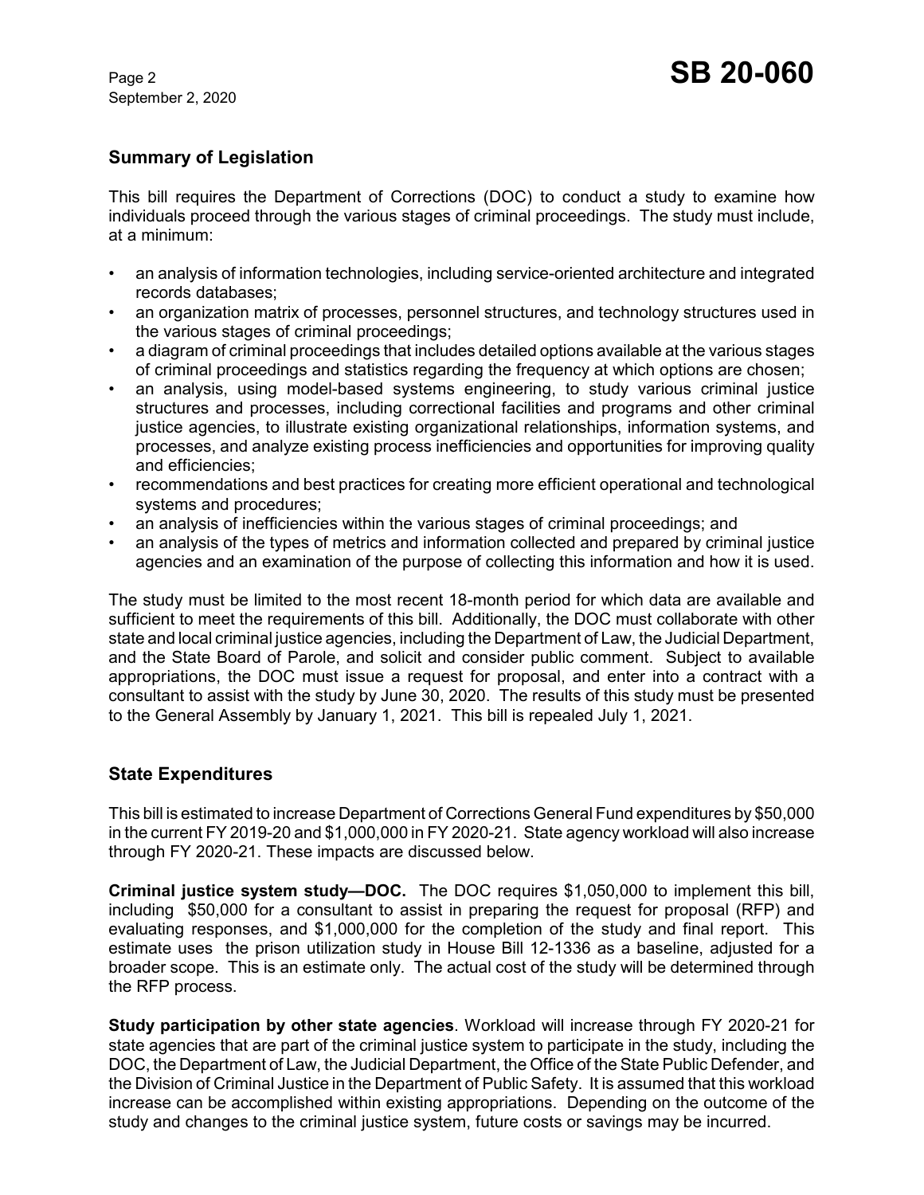## Summary of Legislation

This bill requires the Department of Corrections (DOC) to conduct a study to examine how individuals proceed through the various stages of criminal proceedings. The study must include, at a minimum:

- an analysis of information technologies, including service-oriented architecture and integrated records databases;
- an organization matrix of processes, personnel structures, and technology structures used in the various stages of criminal proceedings;
- a diagram of criminal proceedings that includes detailed options available at the various stages of criminal proceedings and statistics regarding the frequency at which options are chosen;
- an analysis, using model-based systems engineering, to study various criminal justice structures and processes, including correctional facilities and programs and other criminal justice agencies, to illustrate existing organizational relationships, information systems, and processes, and analyze existing process inefficiencies and opportunities for improving quality and efficiencies;
- recommendations and best practices for creating more efficient operational and technological systems and procedures;
- an analysis of inefficiencies within the various stages of criminal proceedings; and
- an analysis of the types of metrics and information collected and prepared by criminal justice agencies and an examination of the purpose of collecting this information and how it is used.

The study must be limited to the most recent 18-month period for which data are available and sufficient to meet the requirements of this bill. Additionally, the DOC must collaborate with other state and local criminal justice agencies, including the Department of Law, the Judicial Department, and the State Board of Parole, and solicit and consider public comment. Subject to available appropriations, the DOC must issue a request for proposal, and enter into a contract with a consultant to assist with the study by June 30, 2020. The results of this study must be presented to the General Assembly by January 1, 2021. This bill is repealed July 1, 2021.

## State Expenditures

This bill is estimated to increase Department of Corrections General Fund expenditures by $50,000 in the current FY 2019-20 and $1,000,000 in FY 2020-21. State agency workload will also increase through FY 2020-21. These impacts are discussed below.

**Criminal justice system study—DOC.** The DOC requires $1,050,000 to implement this bill, including $50,000 for a consultant to assist in preparing the request for proposal (RFP) and evaluating responses, and $1,000,000 for the completion of the study and final report. This estimate uses the prison utilization study in House Bill 12-1336 as a baseline, adjusted for a broader scope. This is an estimate only. The actual cost of the study will be determined through the RFP process.

**Study participation by other state agencies**. Workload will increase through FY 2020-21 for state agencies that are part of the criminal justice system to participate in the study, including the DOC, the Department of Law, the Judicial Department, the Office of the State Public Defender, and the Division of Criminal Justice in the Department of Public Safety. It is assumed that this workload increase can be accomplished within existing appropriations. Depending on the outcome of the study and changes to the criminal justice system, future costs or savings may be incurred.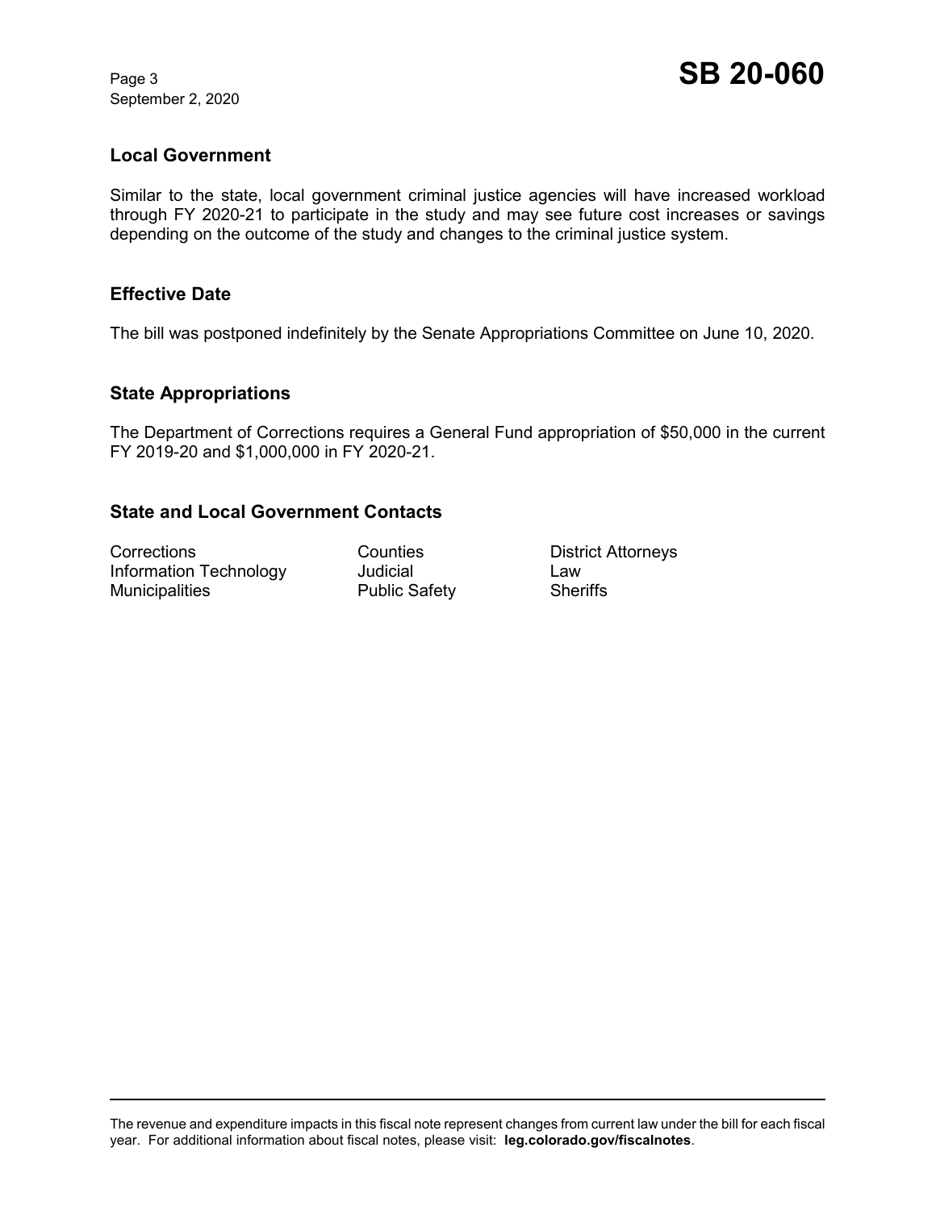## Local Government

Similar to the state, local government criminal justice agencies will have increased workload through FY 2020-21 to participate in the study and may see future cost increases or savings depending on the outcome of the study and changes to the criminal justice system.

## Effective Date

The bill was postponed indefinitely by the Senate Appropriations Committee on June 10, 2020.

## State Appropriations

The Department of Corrections requires a General Fund appropriation of $50,000 in the current FY 2019-20 and $1,000,000 in FY 2020-21.

## State and Local Government Contacts

| | | |
|---|---|---|
| Corrections | Counties | District Attorneys |
| Information Technology | Judicial | Law |
| Municipalities | Public Safety | Sheriffs |

The revenue and expenditure impacts in this fiscal note represent changes from current law under the bill for each fiscal year. For additional information about fiscal notes, please visit: **leg.colorado.gov/fiscalnotes**.